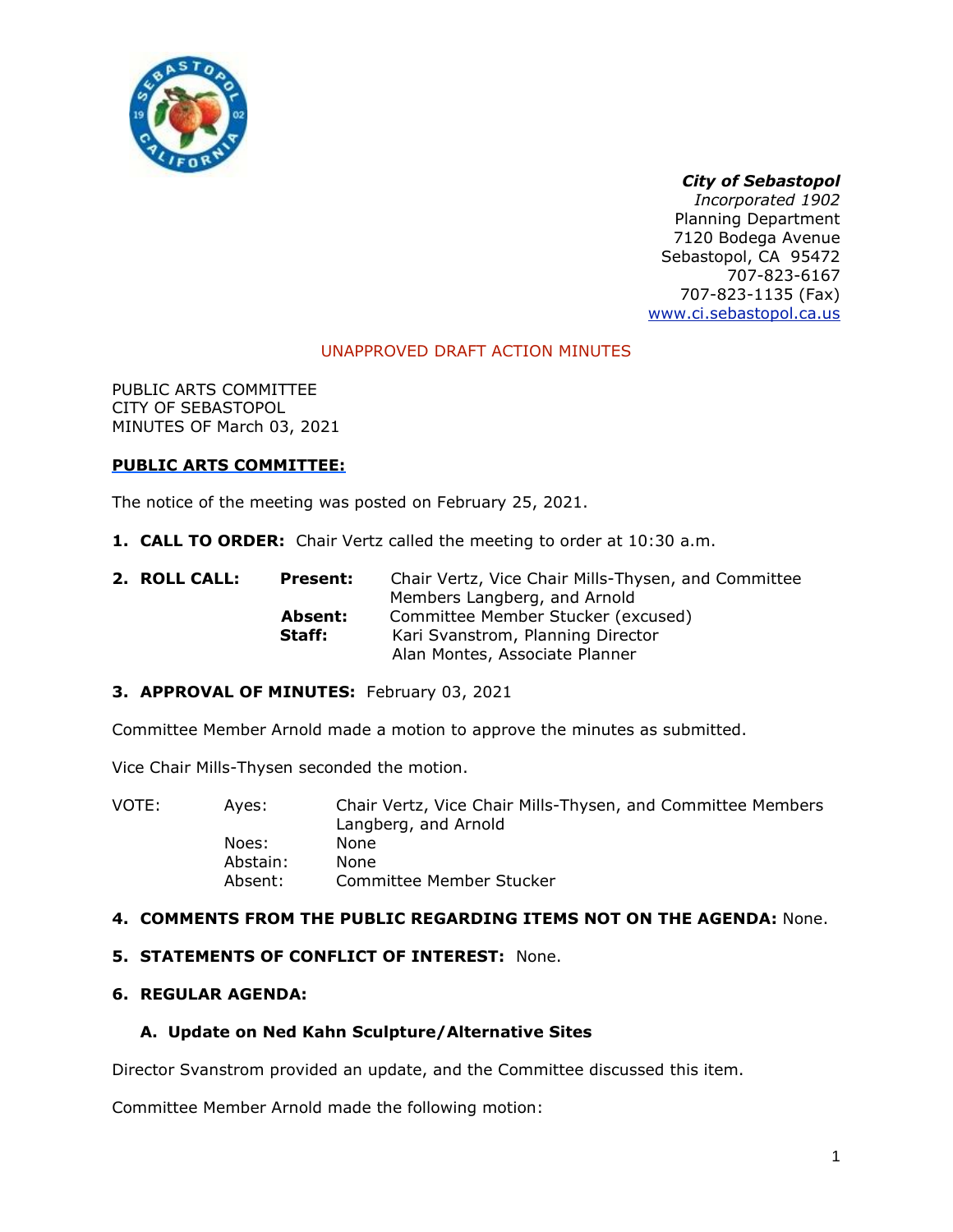***City of Sebastopol***
*Incorporated 1902*
Planning Department
7120 Bodega Avenue
Sebastopol, CA 95472
707-823-6167
707-823-1135 (Fax)
www.ci.sebastopol.ca.us

UNAPPROVED DRAFT ACTION MINUTES

PUBLIC ARTS COMMITTEE
CITY OF SEBASTOPOL
MINUTES OF March 03, 2021

**PUBLIC ARTS COMMITTEE:**

The notice of the meeting was posted on February 25, 2021.

1. **CALL TO ORDER:** Chair Vertz called the meeting to order at 10:30 a.m.

2. **ROLL CALL:**

| | |
|---|---|
| **Present:** | Chair Vertz, Vice Chair Mills-Thysen, and Committee Members Langberg, and Arnold |
| **Absent:** | Committee Member Stucker (excused) |
| **Staff:** | Kari Svanstrom, Planning Director<br>Alan Montes, Associate Planner |

3. **APPROVAL OF MINUTES:** February 03, 2021

Committee Member Arnold made a motion to approve the minutes as submitted.

Vice Chair Mills-Thysen seconded the motion.

| VOTE: | | |
|---|---|---|
| | Ayes: | Chair Vertz, Vice Chair Mills-Thysen, and Committee Members Langberg, and Arnold |
| | Noes: | None |
| | Abstain: | None |
| | Absent: | Committee Member Stucker |

4. **COMMENTS FROM THE PUBLIC REGARDING ITEMS NOT ON THE AGENDA:** None.

5. **STATEMENTS OF CONFLICT OF INTEREST:** None.

6. **REGULAR AGENDA:**

   **A. Update on Ned Kahn Sculpture/Alternative Sites**

Director Svanstrom provided an update, and the Committee discussed this item.

Committee Member Arnold made the following motion: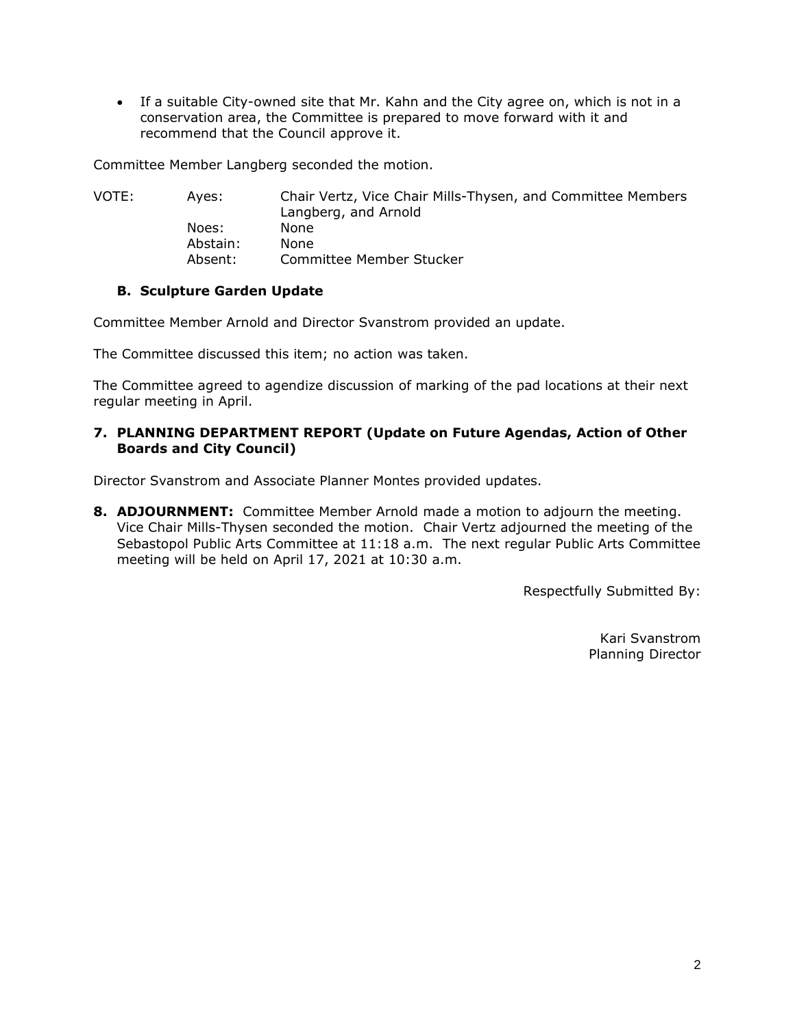- If a suitable City-owned site that Mr. Kahn and the City agree on, which is not in a conservation area, the Committee is prepared to move forward with it and recommend that the Council approve it.

Committee Member Langberg seconded the motion.

| | | |
|---|---|---|
| VOTE: | Ayes: | Chair Vertz, Vice Chair Mills-Thysen, and Committee Members Langberg, and Arnold |
| | Noes: | None |
| | Abstain: | None |
| | Absent: | Committee Member Stucker |

### B. Sculpture Garden Update

Committee Member Arnold and Director Svanstrom provided an update.

The Committee discussed this item; no action was taken.

The Committee agreed to agendize discussion of marking of the pad locations at their next regular meeting in April.

### 7. PLANNING DEPARTMENT REPORT (Update on Future Agendas, Action of Other Boards and City Council)

Director Svanstrom and Associate Planner Montes provided updates.

**8. ADJOURNMENT:** Committee Member Arnold made a motion to adjourn the meeting. Vice Chair Mills-Thysen seconded the motion. Chair Vertz adjourned the meeting of the Sebastopol Public Arts Committee at 11:18 a.m. The next regular Public Arts Committee meeting will be held on April 17, 2021 at 10:30 a.m.

Respectfully Submitted By:

Kari Svanstrom
Planning Director